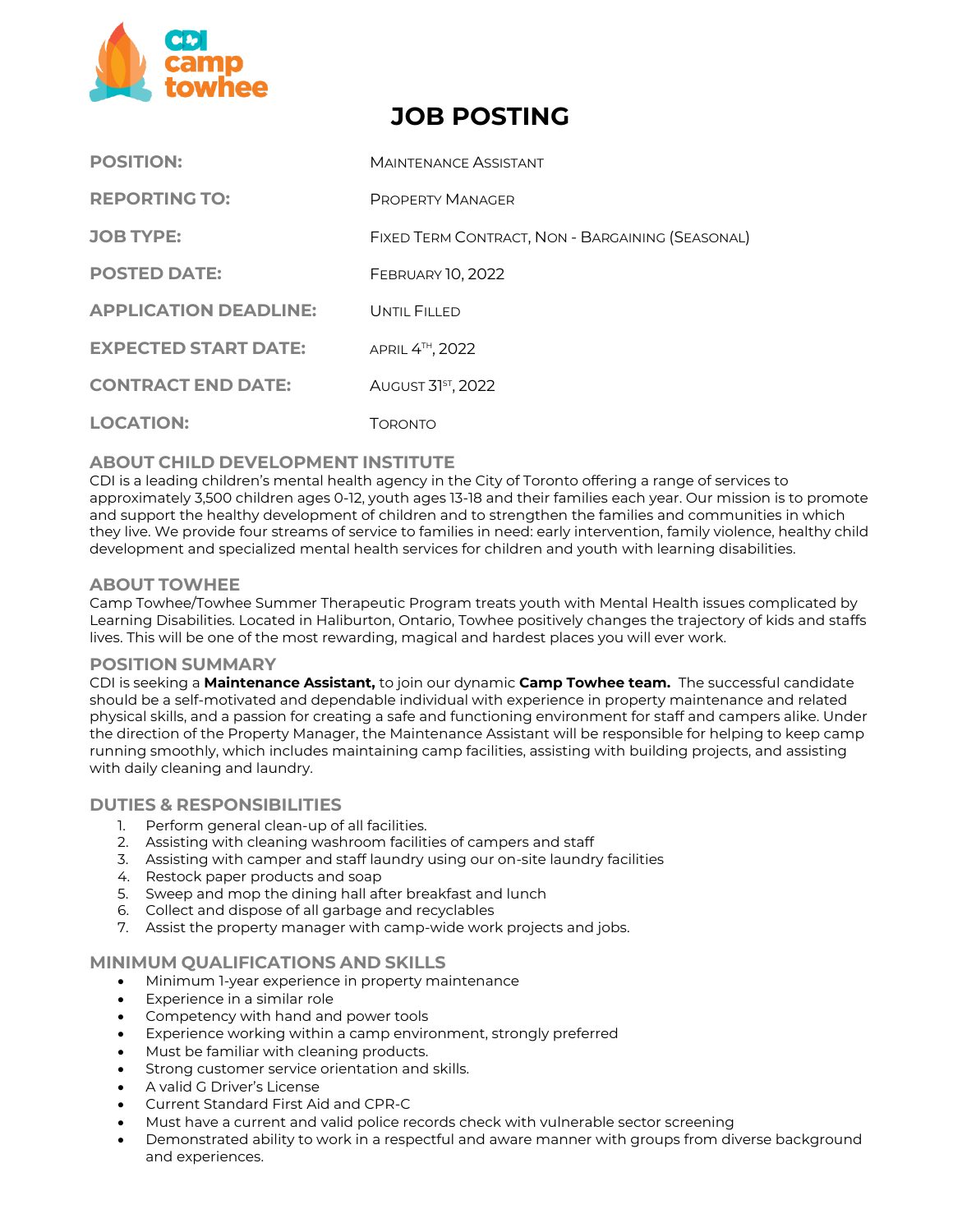# JOB POSTING

| | |
|---|---|
| **POSITION:** | Maintenance Assistant |
| **REPORTING TO:** | Property Manager |
| **JOB TYPE:** | Fixed Term Contract, Non - Bargaining (Seasonal) |
| **POSTED DATE:** | February 10, 2022 |
| **APPLICATION DEADLINE:** | Until Filled |
| **EXPECTED START DATE:** | April 4th, 2022 |
| **CONTRACT END DATE:** | August 31st, 2022 |
| **LOCATION:** | Toronto |

## ABOUT CHILD DEVELOPMENT INSTITUTE

CDI is a leading children's mental health agency in the City of Toronto offering a range of services to approximately 3,500 children ages 0-12, youth ages 13-18 and their families each year. Our mission is to promote and support the healthy development of children and to strengthen the families and communities in which they live. We provide four streams of service to families in need: early intervention, family violence, healthy child development and specialized mental health services for children and youth with learning disabilities.

## ABOUT TOWHEE

Camp Towhee/Towhee Summer Therapeutic Program treats youth with Mental Health issues complicated by Learning Disabilities. Located in Haliburton, Ontario, Towhee positively changes the trajectory of kids and staffs lives. This will be one of the most rewarding, magical and hardest places you will ever work.

## POSITION SUMMARY

CDI is seeking a **Maintenance Assistant,** to join our dynamic **Camp Towhee team.** The successful candidate should be a self-motivated and dependable individual with experience in property maintenance and related physical skills, and a passion for creating a safe and functioning environment for staff and campers alike. Under the direction of the Property Manager, the Maintenance Assistant will be responsible for helping to keep camp running smoothly, which includes maintaining camp facilities, assisting with building projects, and assisting with daily cleaning and laundry.

## DUTIES & RESPONSIBILITIES

1. Perform general clean-up of all facilities.
2. Assisting with cleaning washroom facilities of campers and staff
3. Assisting with camper and staff laundry using our on-site laundry facilities
4. Restock paper products and soap
5. Sweep and mop the dining hall after breakfast and lunch
6. Collect and dispose of all garbage and recyclables
7. Assist the property manager with camp-wide work projects and jobs.

## MINIMUM QUALIFICATIONS AND SKILLS

- Minimum 1-year experience in property maintenance
- Experience in a similar role
- Competency with hand and power tools
- Experience working within a camp environment, strongly preferred
- Must be familiar with cleaning products.
- Strong customer service orientation and skills.
- A valid G Driver's License
- Current Standard First Aid and CPR-C
- Must have a current and valid police records check with vulnerable sector screening
- Demonstrated ability to work in a respectful and aware manner with groups from diverse background and experiences.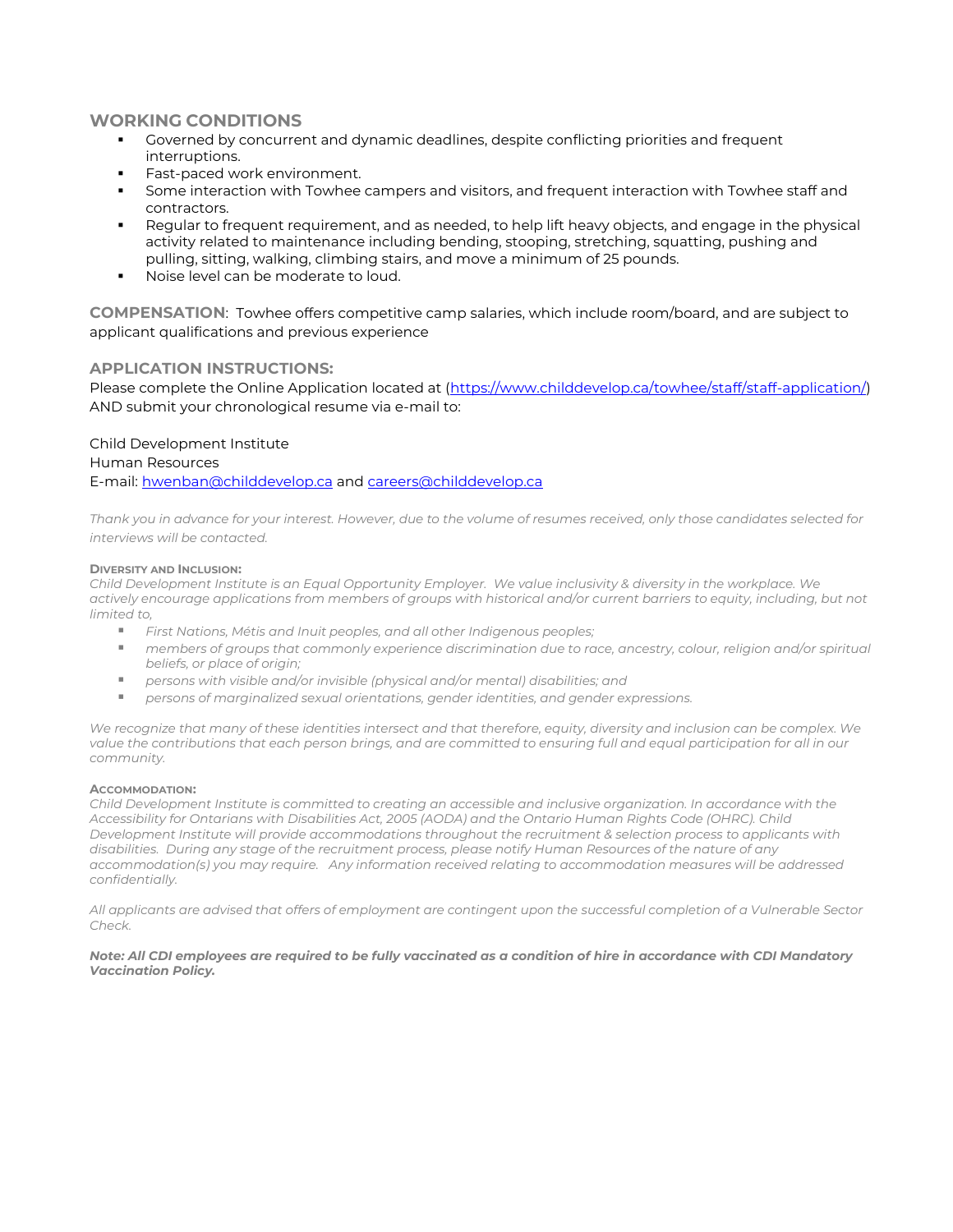## WORKING CONDITIONS

- Governed by concurrent and dynamic deadlines, despite conflicting priorities and frequent interruptions.
- Fast-paced work environment.
- Some interaction with Towhee campers and visitors, and frequent interaction with Towhee staff and contractors.
- Regular to frequent requirement, and as needed, to help lift heavy objects, and engage in the physical activity related to maintenance including bending, stooping, stretching, squatting, pushing and pulling, sitting, walking, climbing stairs, and move a minimum of 25 pounds.
- Noise level can be moderate to loud.

**COMPENSATION**: Towhee offers competitive camp salaries, which include room/board, and are subject to applicant qualifications and previous experience

## APPLICATION INSTRUCTIONS:

Please complete the Online Application located at (https://www.childdevelop.ca/towhee/staff/staff-application/) AND submit your chronological resume via e-mail to:

Child Development Institute
Human Resources
E-mail: hwenban@childdevelop.ca and careers@childdevelop.ca

*Thank you in advance for your interest. However, due to the volume of resumes received, only those candidates selected for interviews will be contacted.*

#### DIVERSITY AND INCLUSION:

*Child Development Institute is an Equal Opportunity Employer. We value inclusivity & diversity in the workplace. We actively encourage applications from members of groups with historical and/or current barriers to equity, including, but not limited to,*

- *First Nations, Métis and Inuit peoples, and all other Indigenous peoples;*
- *members of groups that commonly experience discrimination due to race, ancestry, colour, religion and/or spiritual beliefs, or place of origin;*
- *persons with visible and/or invisible (physical and/or mental) disabilities; and*
- *persons of marginalized sexual orientations, gender identities, and gender expressions.*

*We recognize that many of these identities intersect and that therefore, equity, diversity and inclusion can be complex. We value the contributions that each person brings, and are committed to ensuring full and equal participation for all in our community.*

#### ACCOMMODATION:

*Child Development Institute is committed to creating an accessible and inclusive organization. In accordance with the Accessibility for Ontarians with Disabilities Act, 2005 (AODA) and the Ontario Human Rights Code (OHRC). Child Development Institute will provide accommodations throughout the recruitment & selection process to applicants with disabilities. During any stage of the recruitment process, please notify Human Resources of the nature of any accommodation(s) you may require. Any information received relating to accommodation measures will be addressed confidentially.*

*All applicants are advised that offers of employment are contingent upon the successful completion of a Vulnerable Sector Check.*

***Note: All CDI employees are required to be fully vaccinated as a condition of hire in accordance with CDI Mandatory Vaccination Policy.***